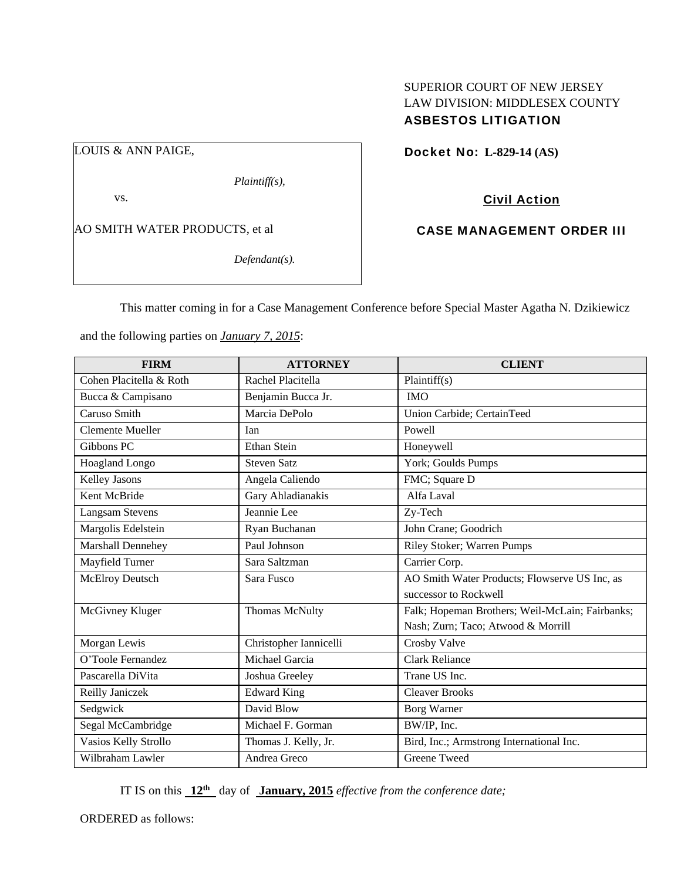SUPERIOR COURT OF NEW JERSEY
LAW DIVISION: MIDDLESEX COUNTY
**ASBESTOS LITIGATION**

LOUIS & ANN PAIGE,

*Plaintiff(s),*

vs.

AO SMITH WATER PRODUCTS, et al

*Defendant(s).*

**Docket No: L-829-14 (AS)**

**Civil Action**

**CASE MANAGEMENT ORDER III**

This matter coming in for a Case Management Conference before Special Master Agatha N. Dzikiewicz and the following parties on ***January 7, 2015***:

| FIRM | ATTORNEY | CLIENT |
|---|---|---|
| Cohen Placitella & Roth | Rachel Placitella | Plaintiff(s) |
| Bucca & Campisano | Benjamin Bucca Jr. | IMO |
| Caruso Smith | Marcia DePolo | Union Carbide; CertainTeed |
| Clemente Mueller | Ian | Powell |
| Gibbons PC | Ethan Stein | Honeywell |
| Hoagland Longo | Steven Satz | York; Goulds Pumps |
| Kelley Jasons | Angela Caliendo | FMC; Square D |
| Kent McBride | Gary Ahladianakis | Alfa Laval |
| Langsam Stevens | Jeannie Lee | Zy-Tech |
| Margolis Edelstein | Ryan Buchanan | John Crane; Goodrich |
| Marshall Dennehey | Paul Johnson | Riley Stoker; Warren Pumps |
| Mayfield Turner | Sara Saltzman | Carrier Corp. |
| McElroy Deutsch | Sara Fusco | AO Smith Water Products; Flowserve US Inc, as successor to Rockwell |
| McGivney Kluger | Thomas McNulty | Falk; Hopeman Brothers; Weil-McLain; Fairbanks; Nash; Zurn; Taco; Atwood & Morrill |
| Morgan Lewis | Christopher Iannicelli | Crosby Valve |
| O'Toole Fernandez | Michael Garcia | Clark Reliance |
| Pascarella DiVita | Joshua Greeley | Trane US Inc. |
| Reilly Janiczek | Edward King | Cleaver Brooks |
| Sedgwick | David Blow | Borg Warner |
| Segal McCambridge | Michael F. Gorman | BW/IP, Inc. |
| Vasios Kelly Strollo | Thomas J. Kelly, Jr. | Bird, Inc.; Armstrong International Inc. |
| Wilbraham Lawler | Andrea Greco | Greene Tweed |

IT IS on this **12th** day of **January, 2015** *effective from the conference date;*

ORDERED as follows: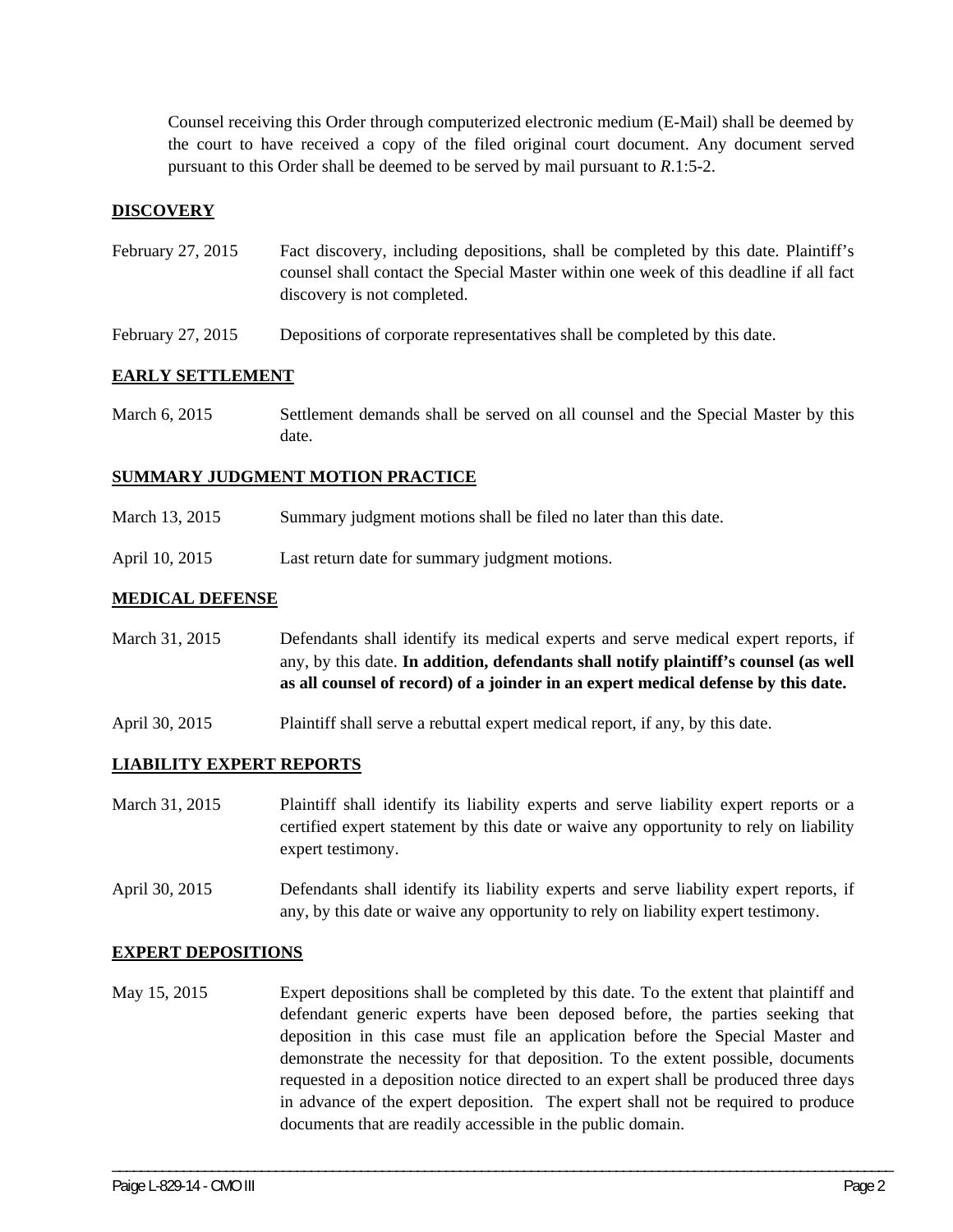Counsel receiving this Order through computerized electronic medium (E-Mail) shall be deemed by the court to have received a copy of the filed original court document. Any document served pursuant to this Order shall be deemed to be served by mail pursuant to *R*.1:5-2.

## DISCOVERY

February 27, 2015 — Fact discovery, including depositions, shall be completed by this date. Plaintiff's counsel shall contact the Special Master within one week of this deadline if all fact discovery is not completed.

February 27, 2015 — Depositions of corporate representatives shall be completed by this date.

## EARLY SETTLEMENT

March 6, 2015 — Settlement demands shall be served on all counsel and the Special Master by this date.

## SUMMARY JUDGMENT MOTION PRACTICE

March 13, 2015 — Summary judgment motions shall be filed no later than this date.

April 10, 2015 — Last return date for summary judgment motions.

## MEDICAL DEFENSE

March 31, 2015 — Defendants shall identify its medical experts and serve medical expert reports, if any, by this date. **In addition, defendants shall notify plaintiff's counsel (as well as all counsel of record) of a joinder in an expert medical defense by this date.**

April 30, 2015 — Plaintiff shall serve a rebuttal expert medical report, if any, by this date.

## LIABILITY EXPERT REPORTS

March 31, 2015 — Plaintiff shall identify its liability experts and serve liability expert reports or a certified expert statement by this date or waive any opportunity to rely on liability expert testimony.

April 30, 2015 — Defendants shall identify its liability experts and serve liability expert reports, if any, by this date or waive any opportunity to rely on liability expert testimony.

## EXPERT DEPOSITIONS

May 15, 2015 — Expert depositions shall be completed by this date. To the extent that plaintiff and defendant generic experts have been deposed before, the parties seeking that deposition in this case must file an application before the Special Master and demonstrate the necessity for that deposition. To the extent possible, documents requested in a deposition notice directed to an expert shall be produced three days in advance of the expert deposition. The expert shall not be required to produce documents that are readily accessible in the public domain.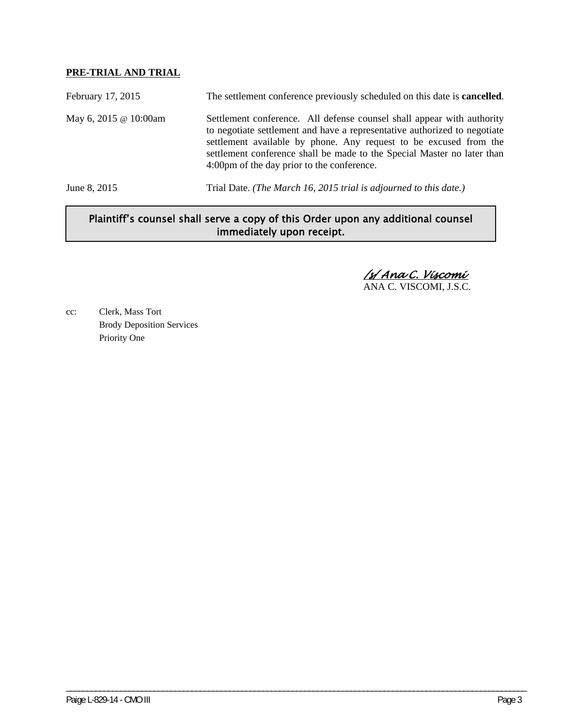**PRE-TRIAL AND TRIAL**

| | |
|---|---|
| February 17, 2015 | The settlement conference previously scheduled on this date is **cancelled**. |
| May 6, 2015 @ 10:00am | Settlement conference. All defense counsel shall appear with authority to negotiate settlement and have a representative authorized to negotiate settlement available by phone. Any request to be excused from the settlement conference shall be made to the Special Master no later than 4:00pm of the day prior to the conference. |
| June 8, 2015 | Trial Date. *(The March 16, 2015 trial is adjourned to this date.)* |

**Plaintiff's counsel shall serve a copy of this Order upon any additional counsel immediately upon receipt.**

*/s/ Ana C. Viscomi*
ANA C. VISCOMI, J.S.C.

cc: Clerk, Mass Tort
Brody Deposition Services
Priority One